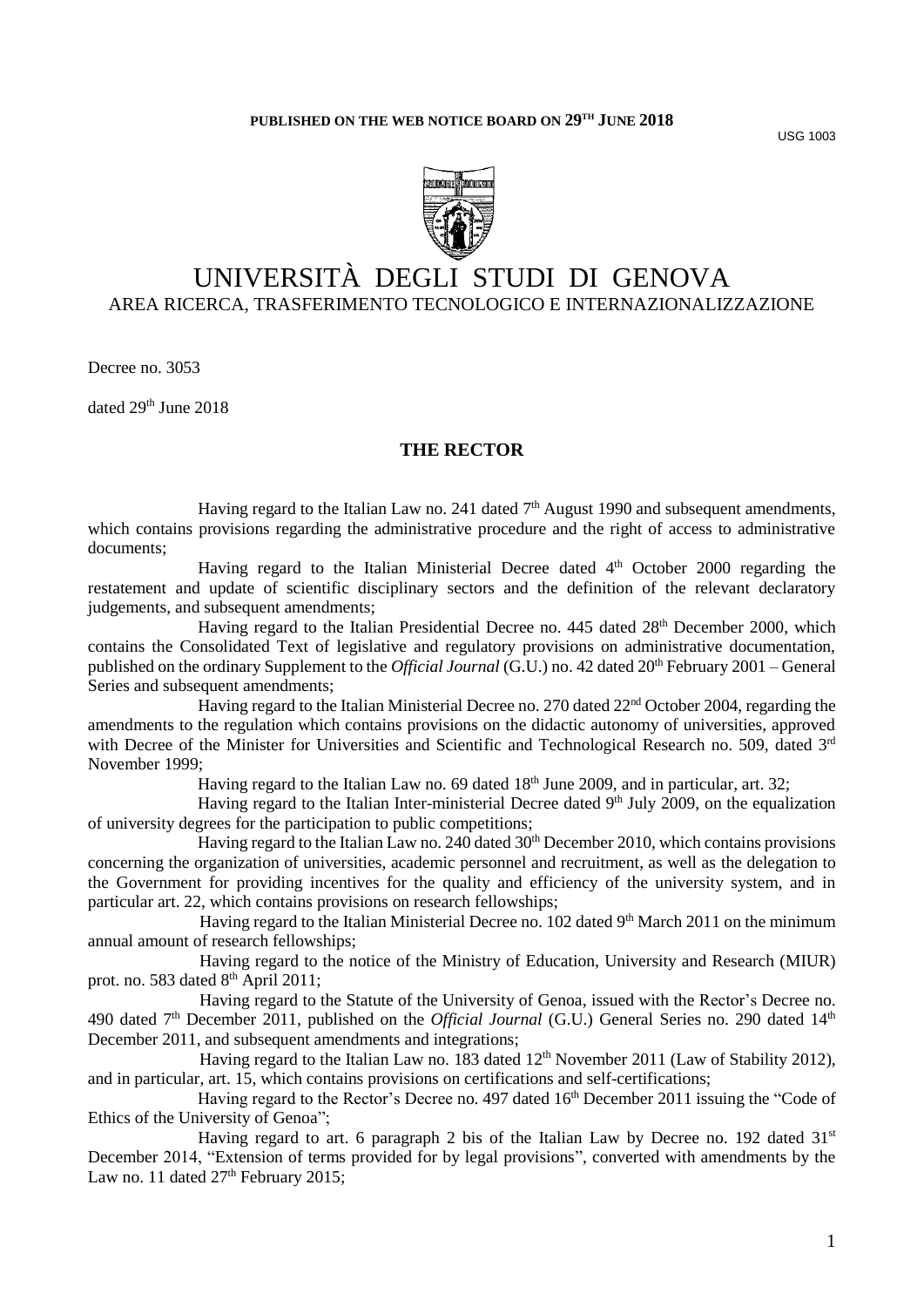**PUBLISHED ON THE WEB NOTICE BOARD ON 29TH JUNE 2018**

USG 1003

# UNIVERSITÀ DEGLI STUDI DI GENOVA

AREA RICERCA, TRASFERIMENTO TECNOLOGICO E INTERNAZIONALIZZAZIONE

Decree no. 3053

dated 29th June 2018

## THE RECTOR

Having regard to the Italian Law no. 241 dated 7th August 1990 and subsequent amendments, which contains provisions regarding the administrative procedure and the right of access to administrative documents;

Having regard to the Italian Ministerial Decree dated 4th October 2000 regarding the restatement and update of scientific disciplinary sectors and the definition of the relevant declaratory judgements, and subsequent amendments;

Having regard to the Italian Presidential Decree no. 445 dated 28th December 2000, which contains the Consolidated Text of legislative and regulatory provisions on administrative documentation, published on the ordinary Supplement to the *Official Journal* (G.U.) no. 42 dated 20th February 2001 – General Series and subsequent amendments;

Having regard to the Italian Ministerial Decree no. 270 dated 22nd October 2004, regarding the amendments to the regulation which contains provisions on the didactic autonomy of universities, approved with Decree of the Minister for Universities and Scientific and Technological Research no. 509, dated 3rd November 1999;

Having regard to the Italian Law no. 69 dated 18th June 2009, and in particular, art. 32;

Having regard to the Italian Inter-ministerial Decree dated 9th July 2009, on the equalization of university degrees for the participation to public competitions;

Having regard to the Italian Law no. 240 dated 30th December 2010, which contains provisions concerning the organization of universities, academic personnel and recruitment, as well as the delegation to the Government for providing incentives for the quality and efficiency of the university system, and in particular art. 22, which contains provisions on research fellowships;

Having regard to the Italian Ministerial Decree no. 102 dated 9th March 2011 on the minimum annual amount of research fellowships;

Having regard to the notice of the Ministry of Education, University and Research (MIUR) prot. no. 583 dated 8th April 2011;

Having regard to the Statute of the University of Genoa, issued with the Rector's Decree no. 490 dated 7th December 2011, published on the *Official Journal* (G.U.) General Series no. 290 dated 14th December 2011, and subsequent amendments and integrations;

Having regard to the Italian Law no. 183 dated 12th November 2011 (Law of Stability 2012), and in particular, art. 15, which contains provisions on certifications and self-certifications;

Having regard to the Rector's Decree no. 497 dated 16th December 2011 issuing the "Code of Ethics of the University of Genoa";

Having regard to art. 6 paragraph 2 bis of the Italian Law by Decree no. 192 dated 31st December 2014, "Extension of terms provided for by legal provisions", converted with amendments by the Law no. 11 dated 27th February 2015;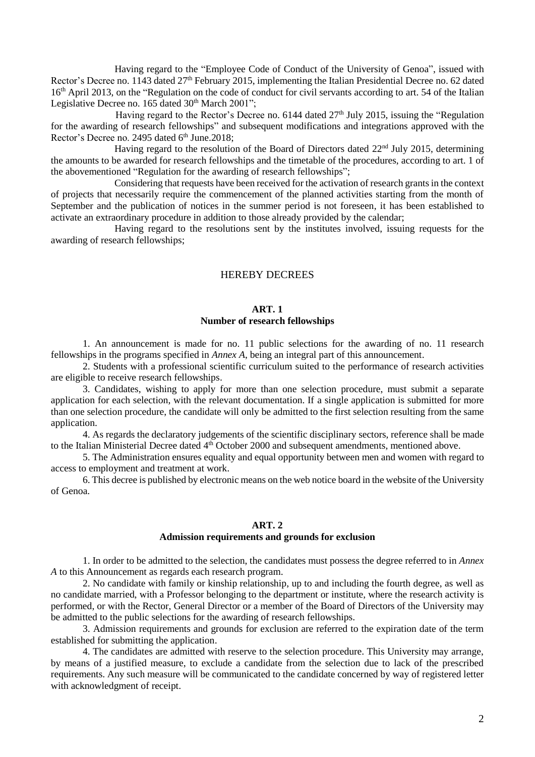Having regard to the "Employee Code of Conduct of the University of Genoa", issued with Rector's Decree no. 1143 dated 27th February 2015, implementing the Italian Presidential Decree no. 62 dated 16th April 2013, on the "Regulation on the code of conduct for civil servants according to art. 54 of the Italian Legislative Decree no. 165 dated 30th March 2001";

Having regard to the Rector's Decree no. 6144 dated 27th July 2015, issuing the "Regulation for the awarding of research fellowships" and subsequent modifications and integrations approved with the Rector's Decree no. 2495 dated 6th June.2018;

Having regard to the resolution of the Board of Directors dated 22nd July 2015, determining the amounts to be awarded for research fellowships and the timetable of the procedures, according to art. 1 of the abovementioned "Regulation for the awarding of research fellowships";

Considering that requests have been received for the activation of research grants in the context of projects that necessarily require the commencement of the planned activities starting from the month of September and the publication of notices in the summer period is not foreseen, it has been established to activate an extraordinary procedure in addition to those already provided by the calendar;

Having regard to the resolutions sent by the institutes involved, issuing requests for the awarding of research fellowships;

## HEREBY DECREES

### ART. 1
### Number of research fellowships

1. An announcement is made for no. 11 public selections for the awarding of no. 11 research fellowships in the programs specified in *Annex A*, being an integral part of this announcement.

2. Students with a professional scientific curriculum suited to the performance of research activities are eligible to receive research fellowships.

3. Candidates, wishing to apply for more than one selection procedure, must submit a separate application for each selection, with the relevant documentation. If a single application is submitted for more than one selection procedure, the candidate will only be admitted to the first selection resulting from the same application.

4. As regards the declaratory judgements of the scientific disciplinary sectors, reference shall be made to the Italian Ministerial Decree dated 4th October 2000 and subsequent amendments, mentioned above.

5. The Administration ensures equality and equal opportunity between men and women with regard to access to employment and treatment at work.

6. This decree is published by electronic means on the web notice board in the website of the University of Genoa.

### ART. 2
### Admission requirements and grounds for exclusion

1. In order to be admitted to the selection, the candidates must possess the degree referred to in *Annex A* to this Announcement as regards each research program.

2. No candidate with family or kinship relationship, up to and including the fourth degree, as well as no candidate married, with a Professor belonging to the department or institute, where the research activity is performed, or with the Rector, General Director or a member of the Board of Directors of the University may be admitted to the public selections for the awarding of research fellowships.

3. Admission requirements and grounds for exclusion are referred to the expiration date of the term established for submitting the application.

4. The candidates are admitted with reserve to the selection procedure. This University may arrange, by means of a justified measure, to exclude a candidate from the selection due to lack of the prescribed requirements. Any such measure will be communicated to the candidate concerned by way of registered letter with acknowledgment of receipt.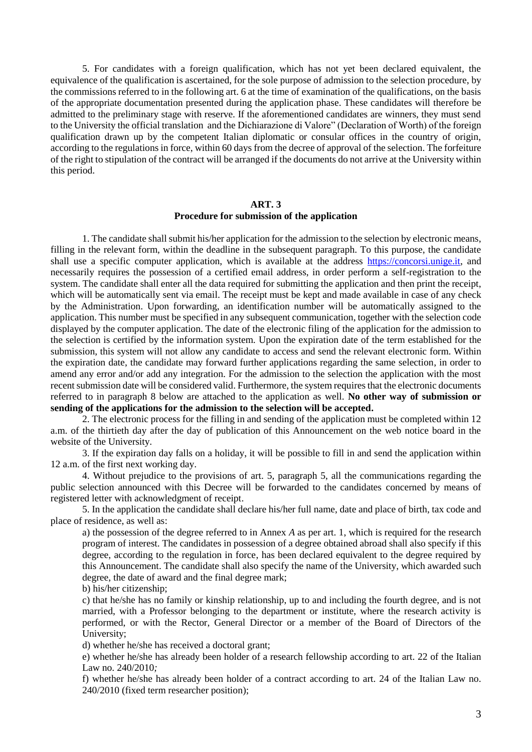5. For candidates with a foreign qualification, which has not yet been declared equivalent, the equivalence of the qualification is ascertained, for the sole purpose of admission to the selection procedure, by the commissions referred to in the following art. 6 at the time of examination of the qualifications, on the basis of the appropriate documentation presented during the application phase. These candidates will therefore be admitted to the preliminary stage with reserve. If the aforementioned candidates are winners, they must send to the University the official translation and the Dichiarazione di Valore" (Declaration of Worth) of the foreign qualification drawn up by the competent Italian diplomatic or consular offices in the country of origin, according to the regulations in force, within 60 days from the decree of approval of the selection. The forfeiture of the right to stipulation of the contract will be arranged if the documents do not arrive at the University within this period.

## ART. 3
## Procedure for submission of the application

1. The candidate shall submit his/her application for the admission to the selection by electronic means, filling in the relevant form, within the deadline in the subsequent paragraph. To this purpose, the candidate shall use a specific computer application, which is available at the address https://concorsi.unige.it, and necessarily requires the possession of a certified email address, in order perform a self-registration to the system. The candidate shall enter all the data required for submitting the application and then print the receipt, which will be automatically sent via email. The receipt must be kept and made available in case of any check by the Administration. Upon forwarding, an identification number will be automatically assigned to the application. This number must be specified in any subsequent communication, together with the selection code displayed by the computer application. The date of the electronic filing of the application for the admission to the selection is certified by the information system. Upon the expiration date of the term established for the submission, this system will not allow any candidate to access and send the relevant electronic form. Within the expiration date, the candidate may forward further applications regarding the same selection, in order to amend any error and/or add any integration. For the admission to the selection the application with the most recent submission date will be considered valid. Furthermore, the system requires that the electronic documents referred to in paragraph 8 below are attached to the application as well. **No other way of submission or sending of the applications for the admission to the selection will be accepted.**

2. The electronic process for the filling in and sending of the application must be completed within 12 a.m. of the thirtieth day after the day of publication of this Announcement on the web notice board in the website of the University.

3. If the expiration day falls on a holiday, it will be possible to fill in and send the application within 12 a.m. of the first next working day.

4. Without prejudice to the provisions of art. 5, paragraph 5, all the communications regarding the public selection announced with this Decree will be forwarded to the candidates concerned by means of registered letter with acknowledgment of receipt.

5. In the application the candidate shall declare his/her full name, date and place of birth, tax code and place of residence, as well as:

a) the possession of the degree referred to in Annex *A* as per art. 1, which is required for the research program of interest. The candidates in possession of a degree obtained abroad shall also specify if this degree, according to the regulation in force, has been declared equivalent to the degree required by this Announcement. The candidate shall also specify the name of the University, which awarded such degree, the date of award and the final degree mark;

b) his/her citizenship;

c) that he/she has no family or kinship relationship, up to and including the fourth degree, and is not married, with a Professor belonging to the department or institute, where the research activity is performed, or with the Rector, General Director or a member of the Board of Directors of the University;

d) whether he/she has received a doctoral grant;

e) whether he/she has already been holder of a research fellowship according to art. 22 of the Italian Law no. 240/2010*;*

f) whether he/she has already been holder of a contract according to art. 24 of the Italian Law no. 240/2010 (fixed term researcher position);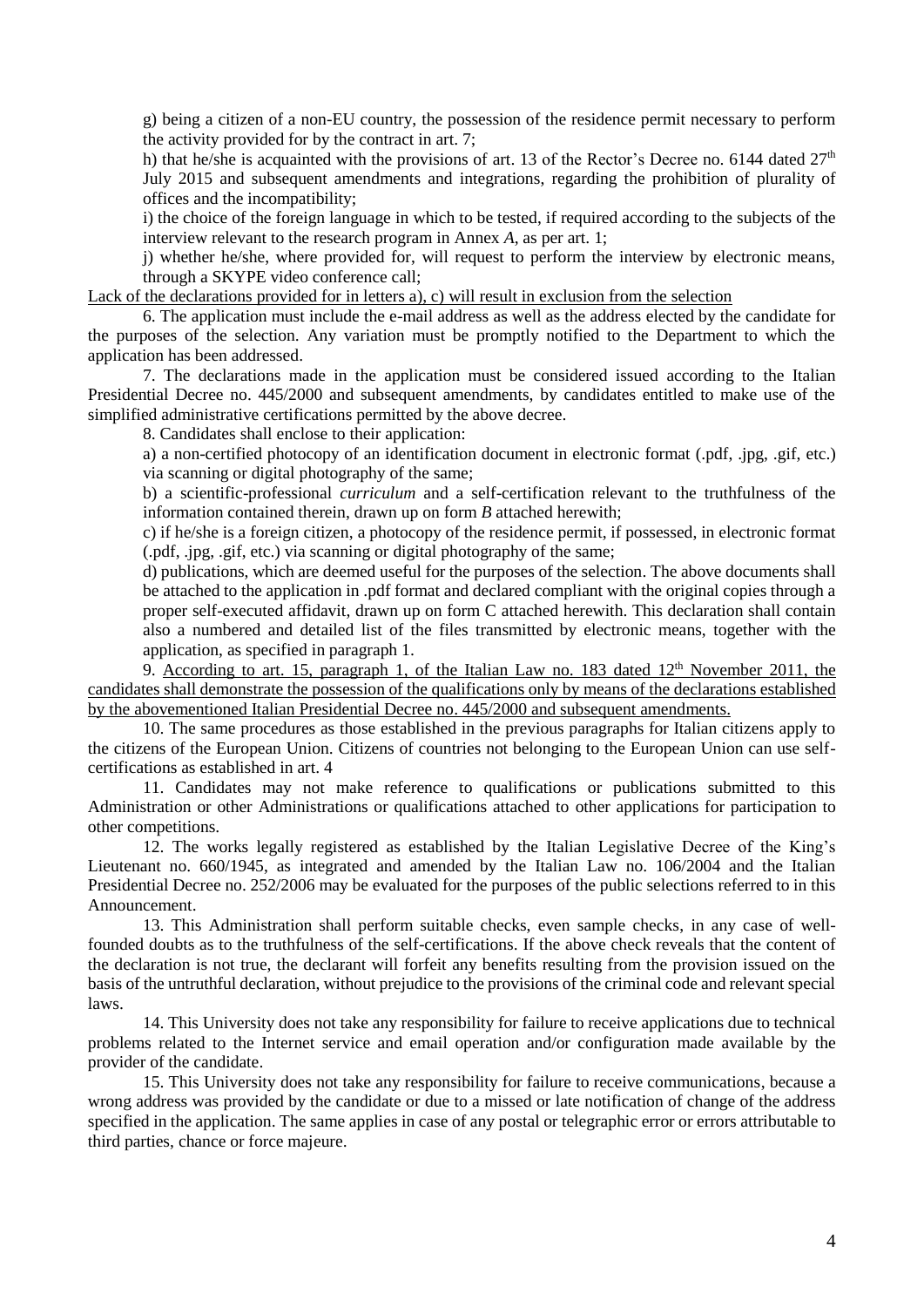g) being a citizen of a non-EU country, the possession of the residence permit necessary to perform the activity provided for by the contract in art. 7;

h) that he/she is acquainted with the provisions of art. 13 of the Rector's Decree no. 6144 dated 27th July 2015 and subsequent amendments and integrations, regarding the prohibition of plurality of offices and the incompatibility;

i) the choice of the foreign language in which to be tested, if required according to the subjects of the interview relevant to the research program in Annex *A*, as per art. 1;

j) whether he/she, where provided for, will request to perform the interview by electronic means, through a SKYPE video conference call;

<u>Lack of the declarations provided for in letters a), c) will result in exclusion from the selection</u>

6. The application must include the e-mail address as well as the address elected by the candidate for the purposes of the selection. Any variation must be promptly notified to the Department to which the application has been addressed.

7. The declarations made in the application must be considered issued according to the Italian Presidential Decree no. 445/2000 and subsequent amendments, by candidates entitled to make use of the simplified administrative certifications permitted by the above decree.

8. Candidates shall enclose to their application:

a) a non-certified photocopy of an identification document in electronic format (.pdf, .jpg, .gif, etc.) via scanning or digital photography of the same;

b) a scientific-professional *curriculum* and a self-certification relevant to the truthfulness of the information contained therein, drawn up on form *B* attached herewith;

c) if he/she is a foreign citizen, a photocopy of the residence permit, if possessed, in electronic format (.pdf, .jpg, .gif, etc.) via scanning or digital photography of the same;

d) publications, which are deemed useful for the purposes of the selection. The above documents shall be attached to the application in .pdf format and declared compliant with the original copies through a proper self-executed affidavit, drawn up on form C attached herewith. This declaration shall contain also a numbered and detailed list of the files transmitted by electronic means, together with the application, as specified in paragraph 1.

9. <u>According to art. 15, paragraph 1, of the Italian Law no. 183 dated 12th November 2011, the candidates shall demonstrate the possession of the qualifications only by means of the declarations established by the abovementioned Italian Presidential Decree no. 445/2000 and subsequent amendments.</u>

10. The same procedures as those established in the previous paragraphs for Italian citizens apply to the citizens of the European Union. Citizens of countries not belonging to the European Union can use self-certifications as established in art. 4

11. Candidates may not make reference to qualifications or publications submitted to this Administration or other Administrations or qualifications attached to other applications for participation to other competitions.

12. The works legally registered as established by the Italian Legislative Decree of the King's Lieutenant no. 660/1945, as integrated and amended by the Italian Law no. 106/2004 and the Italian Presidential Decree no. 252/2006 may be evaluated for the purposes of the public selections referred to in this Announcement.

13. This Administration shall perform suitable checks, even sample checks, in any case of well-founded doubts as to the truthfulness of the self-certifications. If the above check reveals that the content of the declaration is not true, the declarant will forfeit any benefits resulting from the provision issued on the basis of the untruthful declaration, without prejudice to the provisions of the criminal code and relevant special laws.

14. This University does not take any responsibility for failure to receive applications due to technical problems related to the Internet service and email operation and/or configuration made available by the provider of the candidate.

15. This University does not take any responsibility for failure to receive communications, because a wrong address was provided by the candidate or due to a missed or late notification of change of the address specified in the application. The same applies in case of any postal or telegraphic error or errors attributable to third parties, chance or force majeure.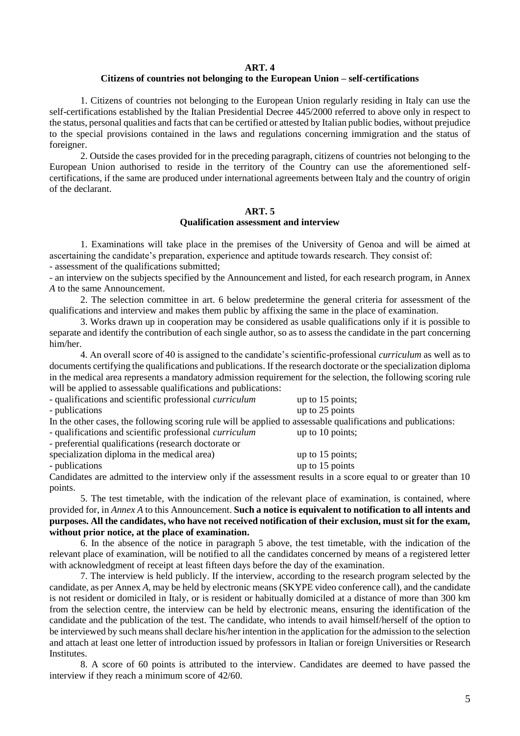## ART. 4
### Citizens of countries not belonging to the European Union – self-certifications

1. Citizens of countries not belonging to the European Union regularly residing in Italy can use the self-certifications established by the Italian Presidential Decree 445/2000 referred to above only in respect to the status, personal qualities and facts that can be certified or attested by Italian public bodies, without prejudice to the special provisions contained in the laws and regulations concerning immigration and the status of foreigner.

2. Outside the cases provided for in the preceding paragraph, citizens of countries not belonging to the European Union authorised to reside in the territory of the Country can use the aforementioned self-certifications, if the same are produced under international agreements between Italy and the country of origin of the declarant.

## ART. 5
### Qualification assessment and interview

1. Examinations will take place in the premises of the University of Genoa and will be aimed at ascertaining the candidate's preparation, experience and aptitude towards research. They consist of:
- assessment of the qualifications submitted;
- an interview on the subjects specified by the Announcement and listed, for each research program, in Annex *A* to the same Announcement.

2. The selection committee in art. 6 below predetermine the general criteria for assessment of the qualifications and interview and makes them public by affixing the same in the place of examination.

3. Works drawn up in cooperation may be considered as usable qualifications only if it is possible to separate and identify the contribution of each single author, so as to assess the candidate in the part concerning him/her.

4. An overall score of 40 is assigned to the candidate's scientific-professional *curriculum* as well as to documents certifying the qualifications and publications. If the research doctorate or the specialization diploma in the medical area represents a mandatory admission requirement for the selection, the following scoring rule will be applied to assessable qualifications and publications:

- qualifications and scientific professional *curriculum* — up to 15 points;
- publications — up to 25 points

In the other cases, the following scoring rule will be applied to assessable qualifications and publications:

- qualifications and scientific professional *curriculum* — up to 10 points;
- preferential qualifications (research doctorate or specialization diploma in the medical area) — up to 15 points;
- publications — up to 15 points

Candidates are admitted to the interview only if the assessment results in a score equal to or greater than 10 points.

5. The test timetable, with the indication of the relevant place of examination, is contained, where provided for, in *Annex A* to this Announcement. **Such a notice is equivalent to notification to all intents and purposes. All the candidates, who have not received notification of their exclusion, must sit for the exam, without prior notice, at the place of examination.**

6. In the absence of the notice in paragraph 5 above, the test timetable, with the indication of the relevant place of examination, will be notified to all the candidates concerned by means of a registered letter with acknowledgment of receipt at least fifteen days before the day of the examination.

7. The interview is held publicly. If the interview, according to the research program selected by the candidate, as per Annex *A*, may be held by electronic means (SKYPE video conference call), and the candidate is not resident or domiciled in Italy, or is resident or habitually domiciled at a distance of more than 300 km from the selection centre, the interview can be held by electronic means, ensuring the identification of the candidate and the publication of the test. The candidate, who intends to avail himself/herself of the option to be interviewed by such means shall declare his/her intention in the application for the admission to the selection and attach at least one letter of introduction issued by professors in Italian or foreign Universities or Research Institutes.

8. A score of 60 points is attributed to the interview. Candidates are deemed to have passed the interview if they reach a minimum score of 42/60.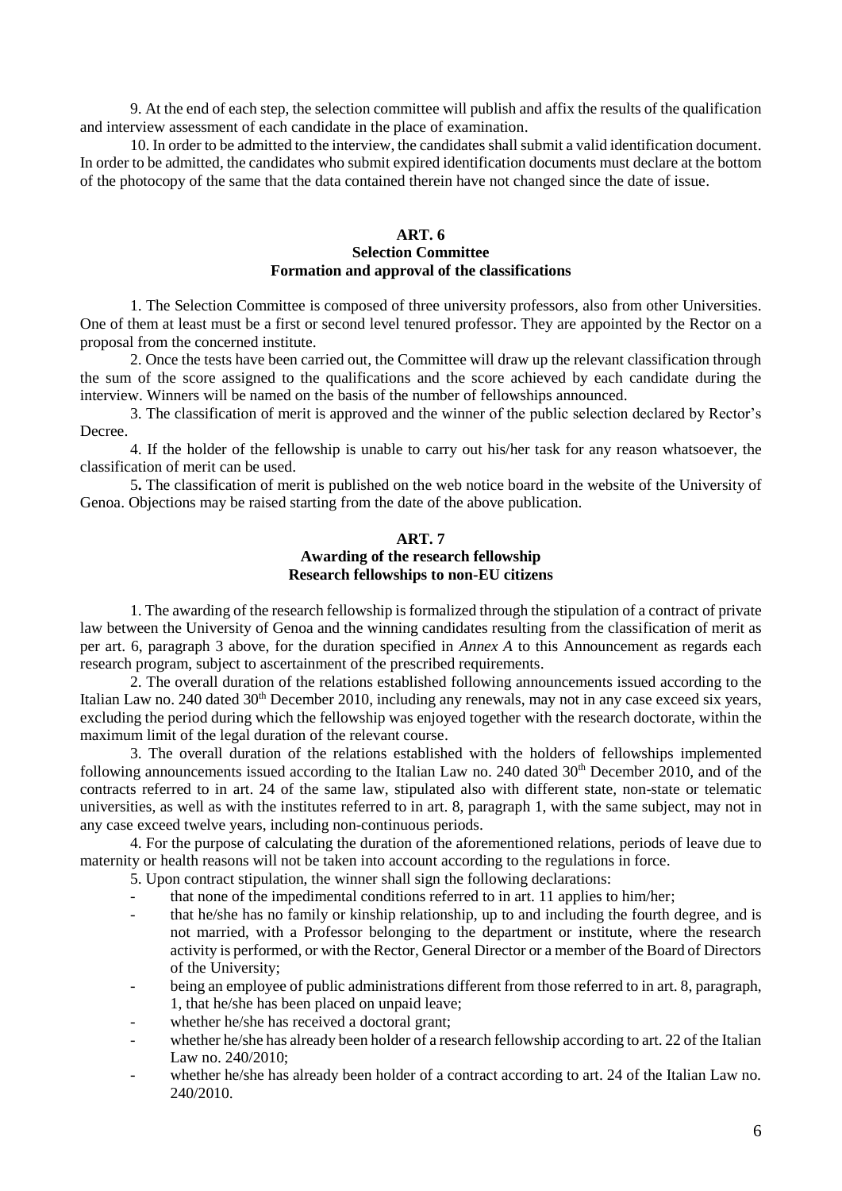9. At the end of each step, the selection committee will publish and affix the results of the qualification and interview assessment of each candidate in the place of examination.

10. In order to be admitted to the interview, the candidates shall submit a valid identification document. In order to be admitted, the candidates who submit expired identification documents must declare at the bottom of the photocopy of the same that the data contained therein have not changed since the date of issue.

## ART. 6
## Selection Committee
## Formation and approval of the classifications

1. The Selection Committee is composed of three university professors, also from other Universities. One of them at least must be a first or second level tenured professor. They are appointed by the Rector on a proposal from the concerned institute.

2. Once the tests have been carried out, the Committee will draw up the relevant classification through the sum of the score assigned to the qualifications and the score achieved by each candidate during the interview. Winners will be named on the basis of the number of fellowships announced.

3. The classification of merit is approved and the winner of the public selection declared by Rector's Decree.

4. If the holder of the fellowship is unable to carry out his/her task for any reason whatsoever, the classification of merit can be used.

5**.** The classification of merit is published on the web notice board in the website of the University of Genoa. Objections may be raised starting from the date of the above publication.

## ART. 7
## Awarding of the research fellowship
## Research fellowships to non-EU citizens

1. The awarding of the research fellowship is formalized through the stipulation of a contract of private law between the University of Genoa and the winning candidates resulting from the classification of merit as per art. 6, paragraph 3 above, for the duration specified in *Annex A* to this Announcement as regards each research program, subject to ascertainment of the prescribed requirements.

2. The overall duration of the relations established following announcements issued according to the Italian Law no. 240 dated 30th December 2010, including any renewals, may not in any case exceed six years, excluding the period during which the fellowship was enjoyed together with the research doctorate, within the maximum limit of the legal duration of the relevant course.

3. The overall duration of the relations established with the holders of fellowships implemented following announcements issued according to the Italian Law no. 240 dated 30th December 2010, and of the contracts referred to in art. 24 of the same law, stipulated also with different state, non-state or telematic universities, as well as with the institutes referred to in art. 8, paragraph 1, with the same subject, may not in any case exceed twelve years, including non-continuous periods.

4. For the purpose of calculating the duration of the aforementioned relations, periods of leave due to maternity or health reasons will not be taken into account according to the regulations in force.

5. Upon contract stipulation, the winner shall sign the following declarations:

- that none of the impedimental conditions referred to in art. 11 applies to him/her;
- that he/she has no family or kinship relationship, up to and including the fourth degree, and is not married, with a Professor belonging to the department or institute, where the research activity is performed, or with the Rector, General Director or a member of the Board of Directors of the University;
- being an employee of public administrations different from those referred to in art. 8, paragraph, 1, that he/she has been placed on unpaid leave;
- whether he/she has received a doctoral grant;
- whether he/she has already been holder of a research fellowship according to art. 22 of the Italian Law no. 240/2010;
- whether he/she has already been holder of a contract according to art. 24 of the Italian Law no. 240/2010.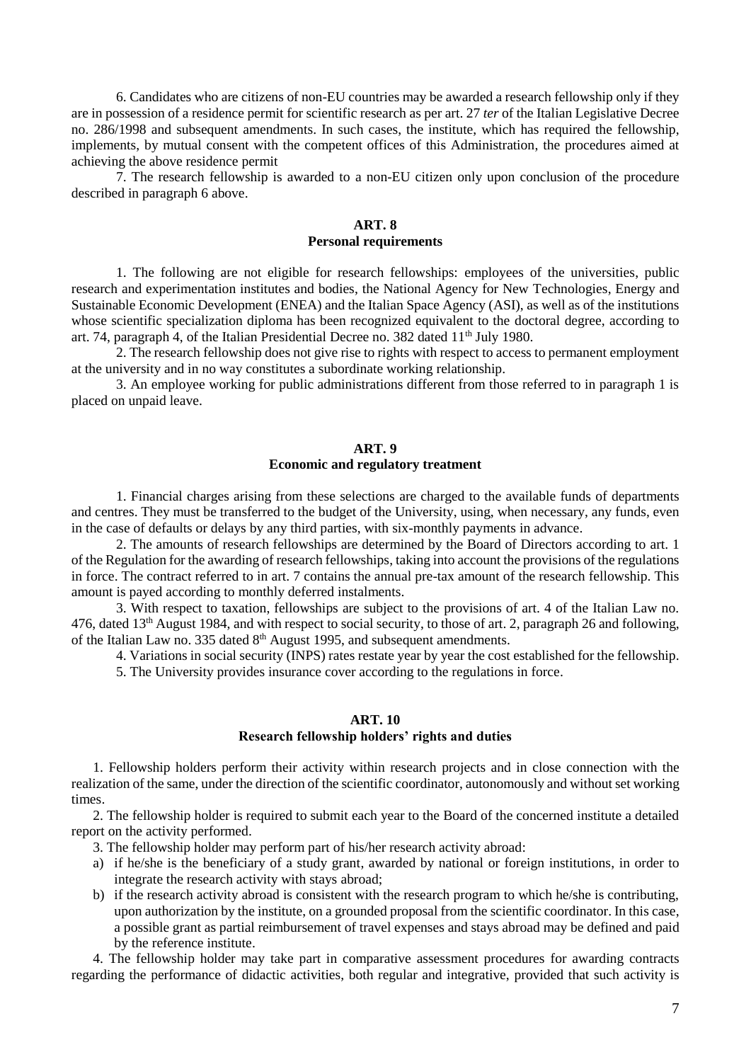6. Candidates who are citizens of non-EU countries may be awarded a research fellowship only if they are in possession of a residence permit for scientific research as per art. 27 *ter* of the Italian Legislative Decree no. 286/1998 and subsequent amendments. In such cases, the institute, which has required the fellowship, implements, by mutual consent with the competent offices of this Administration, the procedures aimed at achieving the above residence permit

7. The research fellowship is awarded to a non-EU citizen only upon conclusion of the procedure described in paragraph 6 above.

## ART. 8
## Personal requirements

1. The following are not eligible for research fellowships: employees of the universities, public research and experimentation institutes and bodies, the National Agency for New Technologies, Energy and Sustainable Economic Development (ENEA) and the Italian Space Agency (ASI), as well as of the institutions whose scientific specialization diploma has been recognized equivalent to the doctoral degree, according to art. 74, paragraph 4, of the Italian Presidential Decree no. 382 dated 11th July 1980.

2. The research fellowship does not give rise to rights with respect to access to permanent employment at the university and in no way constitutes a subordinate working relationship.

3. An employee working for public administrations different from those referred to in paragraph 1 is placed on unpaid leave.

## ART. 9
## Economic and regulatory treatment

1. Financial charges arising from these selections are charged to the available funds of departments and centres. They must be transferred to the budget of the University, using, when necessary, any funds, even in the case of defaults or delays by any third parties, with six-monthly payments in advance.

2. The amounts of research fellowships are determined by the Board of Directors according to art. 1 of the Regulation for the awarding of research fellowships, taking into account the provisions of the regulations in force. The contract referred to in art. 7 contains the annual pre-tax amount of the research fellowship. This amount is payed according to monthly deferred instalments.

3. With respect to taxation, fellowships are subject to the provisions of art. 4 of the Italian Law no. 476, dated 13th August 1984, and with respect to social security, to those of art. 2, paragraph 26 and following, of the Italian Law no. 335 dated 8th August 1995, and subsequent amendments.

4. Variations in social security (INPS) rates restate year by year the cost established for the fellowship.

5. The University provides insurance cover according to the regulations in force.

## ART. 10
## Research fellowship holders' rights and duties

1. Fellowship holders perform their activity within research projects and in close connection with the realization of the same, under the direction of the scientific coordinator, autonomously and without set working times.

2. The fellowship holder is required to submit each year to the Board of the concerned institute a detailed report on the activity performed.

3. The fellowship holder may perform part of his/her research activity abroad:

a) if he/she is the beneficiary of a study grant, awarded by national or foreign institutions, in order to integrate the research activity with stays abroad;
b) if the research activity abroad is consistent with the research program to which he/she is contributing, upon authorization by the institute, on a grounded proposal from the scientific coordinator. In this case, a possible grant as partial reimbursement of travel expenses and stays abroad may be defined and paid by the reference institute.

4. The fellowship holder may take part in comparative assessment procedures for awarding contracts regarding the performance of didactic activities, both regular and integrative, provided that such activity is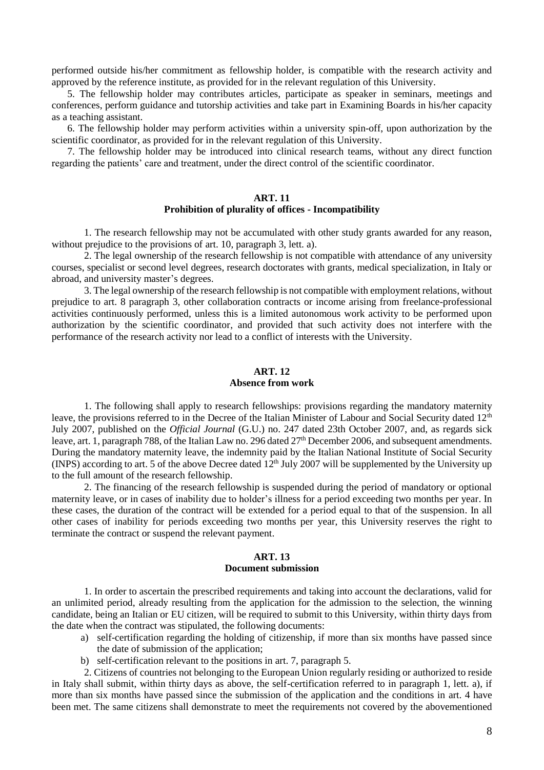performed outside his/her commitment as fellowship holder, is compatible with the research activity and approved by the reference institute, as provided for in the relevant regulation of this University.

5. The fellowship holder may contributes articles, participate as speaker in seminars, meetings and conferences, perform guidance and tutorship activities and take part in Examining Boards in his/her capacity as a teaching assistant.

6. The fellowship holder may perform activities within a university spin-off, upon authorization by the scientific coordinator, as provided for in the relevant regulation of this University.

7. The fellowship holder may be introduced into clinical research teams, without any direct function regarding the patients' care and treatment, under the direct control of the scientific coordinator.

## ART. 11
## Prohibition of plurality of offices - Incompatibility

1. The research fellowship may not be accumulated with other study grants awarded for any reason, without prejudice to the provisions of art. 10, paragraph 3, lett. a).

2. The legal ownership of the research fellowship is not compatible with attendance of any university courses, specialist or second level degrees, research doctorates with grants, medical specialization, in Italy or abroad, and university master's degrees.

3. The legal ownership of the research fellowship is not compatible with employment relations, without prejudice to art. 8 paragraph 3, other collaboration contracts or income arising from freelance-professional activities continuously performed, unless this is a limited autonomous work activity to be performed upon authorization by the scientific coordinator, and provided that such activity does not interfere with the performance of the research activity nor lead to a conflict of interests with the University.

## ART. 12
## Absence from work

1. The following shall apply to research fellowships: provisions regarding the mandatory maternity leave, the provisions referred to in the Decree of the Italian Minister of Labour and Social Security dated 12th July 2007, published on the *Official Journal* (G.U.) no. 247 dated 23th October 2007, and, as regards sick leave, art. 1, paragraph 788, of the Italian Law no. 296 dated 27th December 2006, and subsequent amendments. During the mandatory maternity leave, the indemnity paid by the Italian National Institute of Social Security (INPS) according to art. 5 of the above Decree dated 12th July 2007 will be supplemented by the University up to the full amount of the research fellowship.

2. The financing of the research fellowship is suspended during the period of mandatory or optional maternity leave, or in cases of inability due to holder's illness for a period exceeding two months per year. In these cases, the duration of the contract will be extended for a period equal to that of the suspension. In all other cases of inability for periods exceeding two months per year, this University reserves the right to terminate the contract or suspend the relevant payment.

## ART. 13
## Document submission

1. In order to ascertain the prescribed requirements and taking into account the declarations, valid for an unlimited period, already resulting from the application for the admission to the selection, the winning candidate, being an Italian or EU citizen, will be required to submit to this University, within thirty days from the date when the contract was stipulated, the following documents:

a) self-certification regarding the holding of citizenship, if more than six months have passed since the date of submission of the application;
b) self-certification relevant to the positions in art. 7, paragraph 5.

2. Citizens of countries not belonging to the European Union regularly residing or authorized to reside in Italy shall submit, within thirty days as above, the self-certification referred to in paragraph 1, lett. a), if more than six months have passed since the submission of the application and the conditions in art. 4 have been met. The same citizens shall demonstrate to meet the requirements not covered by the abovementioned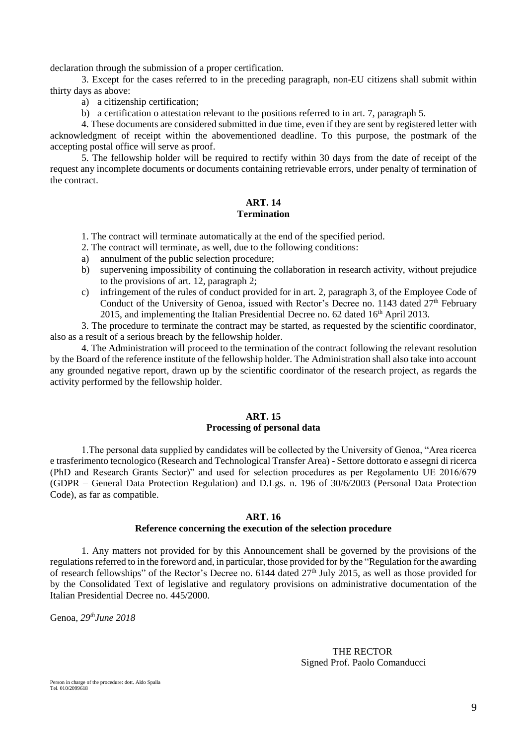declaration through the submission of a proper certification.

3. Except for the cases referred to in the preceding paragraph, non-EU citizens shall submit within thirty days as above:

a) a citizenship certification;

b) a certification o attestation relevant to the positions referred to in art. 7, paragraph 5.

4. These documents are considered submitted in due time, even if they are sent by registered letter with acknowledgment of receipt within the abovementioned deadline. To this purpose, the postmark of the accepting postal office will serve as proof.

5. The fellowship holder will be required to rectify within 30 days from the date of receipt of the request any incomplete documents or documents containing retrievable errors, under penalty of termination of the contract.

## ART. 14
### Termination

1. The contract will terminate automatically at the end of the specified period.

2. The contract will terminate, as well, due to the following conditions:

a) annulment of the public selection procedure;

b) supervening impossibility of continuing the collaboration in research activity, without prejudice to the provisions of art. 12, paragraph 2;

c) infringement of the rules of conduct provided for in art. 2, paragraph 3, of the Employee Code of Conduct of the University of Genoa, issued with Rector's Decree no. 1143 dated 27th February 2015, and implementing the Italian Presidential Decree no. 62 dated 16th April 2013.

3. The procedure to terminate the contract may be started, as requested by the scientific coordinator, also as a result of a serious breach by the fellowship holder.

4. The Administration will proceed to the termination of the contract following the relevant resolution by the Board of the reference institute of the fellowship holder. The Administration shall also take into account any grounded negative report, drawn up by the scientific coordinator of the research project, as regards the activity performed by the fellowship holder.

## ART. 15
### Processing of personal data

1.The personal data supplied by candidates will be collected by the University of Genoa, "Area ricerca e trasferimento tecnologico (Research and Technological Transfer Area) - Settore dottorato e assegni di ricerca (PhD and Research Grants Sector)" and used for selection procedures as per Regolamento UE 2016/679 (GDPR – General Data Protection Regulation) and D.Lgs. n. 196 of 30/6/2003 (Personal Data Protection Code), as far as compatible.

## ART. 16
### Reference concerning the execution of the selection procedure

1. Any matters not provided for by this Announcement shall be governed by the provisions of the regulations referred to in the foreword and, in particular, those provided for by the "Regulation for the awarding of research fellowships" of the Rector's Decree no. 6144 dated 27th July 2015, as well as those provided for by the Consolidated Text of legislative and regulatory provisions on administrative documentation of the Italian Presidential Decree no. 445/2000.

Genoa, *29th June 2018*

THE RECTOR
Signed Prof. Paolo Comanducci

Person in charge of the procedure: dott. Aldo Spalla
Tel. 010/2099618